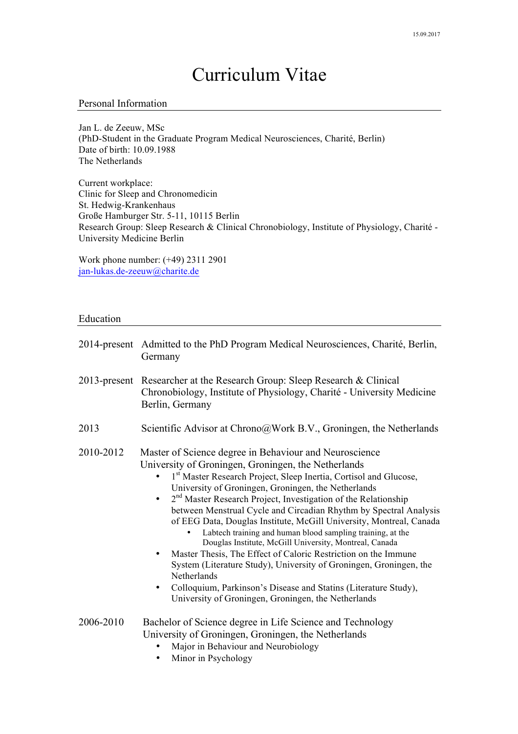15.09.2017

# Curriculum Vitae

## Personal Information

Jan L. de Zeeuw, MSc  
(PhD-Student in the Graduate Program Medical Neurosciences, Charité, Berlin)  
Date of birth: 10.09.1988  
The Netherlands

Current workplace:  
Clinic for Sleep and Chronomedicin  
St. Hedwig-Krankenhaus  
Große Hamburger Str. 5-11, 10115 Berlin  
Research Group: Sleep Research & Clinical Chronobiology, Institute of Physiology, Charité - University Medicine Berlin

Work phone number: (+49) 2311 2901  
jan-lukas.de-zeeuw@charite.de

## Education

2014-present Admitted to the PhD Program Medical Neurosciences, Charité, Berlin, Germany

2013-present Researcher at the Research Group: Sleep Research & Clinical Chronobiology, Institute of Physiology, Charité - University Medicine Berlin, Germany

2013 Scientific Advisor at Chrono@Work B.V., Groningen, the Netherlands

2010-2012 Master of Science degree in Behaviour and Neuroscience  
University of Groningen, Groningen, the Netherlands

- 1st Master Research Project, Sleep Inertia, Cortisol and Glucose, University of Groningen, Groningen, the Netherlands
- 2nd Master Research Project, Investigation of the Relationship between Menstrual Cycle and Circadian Rhythm by Spectral Analysis of EEG Data, Douglas Institute, McGill University, Montreal, Canada
  - Labtech training and human blood sampling training, at the Douglas Institute, McGill University, Montreal, Canada
- Master Thesis, The Effect of Caloric Restriction on the Immune System (Literature Study), University of Groningen, Groningen, the Netherlands
- Colloquium, Parkinson's Disease and Statins (Literature Study), University of Groningen, Groningen, the Netherlands

2006-2010 Bachelor of Science degree in Life Science and Technology  
University of Groningen, Groningen, the Netherlands

- Major in Behaviour and Neurobiology
- Minor in Psychology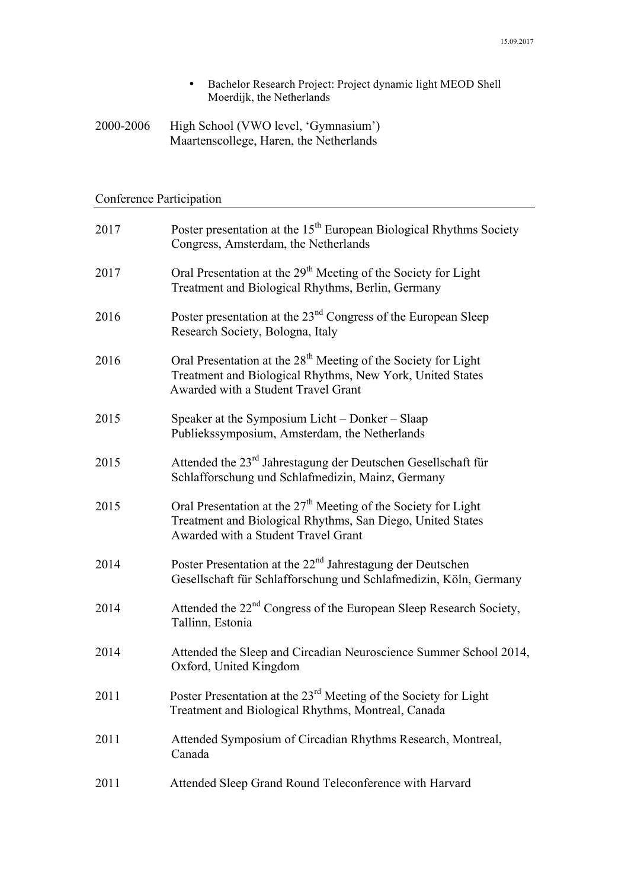- Bachelor Research Project: Project dynamic light MEOD Shell Moerdijk, the Netherlands

2000-2006 High School (VWO level, 'Gymnasium')
Maartenscollege, Haren, the Netherlands

## Conference Participation

2017 Poster presentation at the 15th European Biological Rhythms Society Congress, Amsterdam, the Netherlands

2017 Oral Presentation at the 29th Meeting of the Society for Light Treatment and Biological Rhythms, Berlin, Germany

2016 Poster presentation at the 23nd Congress of the European Sleep Research Society, Bologna, Italy

2016 Oral Presentation at the 28th Meeting of the Society for Light Treatment and Biological Rhythms, New York, United States
Awarded with a Student Travel Grant

2015 Speaker at the Symposium Licht – Donker – Slaap Publiekssymposium, Amsterdam, the Netherlands

2015 Attended the 23rd Jahrestagung der Deutschen Gesellschaft für Schlafforschung und Schlafmedizin, Mainz, Germany

2015 Oral Presentation at the 27th Meeting of the Society for Light Treatment and Biological Rhythms, San Diego, United States
Awarded with a Student Travel Grant

2014 Poster Presentation at the 22nd Jahrestagung der Deutschen Gesellschaft für Schlafforschung und Schlafmedizin, Köln, Germany

2014 Attended the 22nd Congress of the European Sleep Research Society, Tallinn, Estonia

2014 Attended the Sleep and Circadian Neuroscience Summer School 2014, Oxford, United Kingdom

2011 Poster Presentation at the 23rd Meeting of the Society for Light Treatment and Biological Rhythms, Montreal, Canada

2011 Attended Symposium of Circadian Rhythms Research, Montreal, Canada

2011 Attended Sleep Grand Round Teleconference with Harvard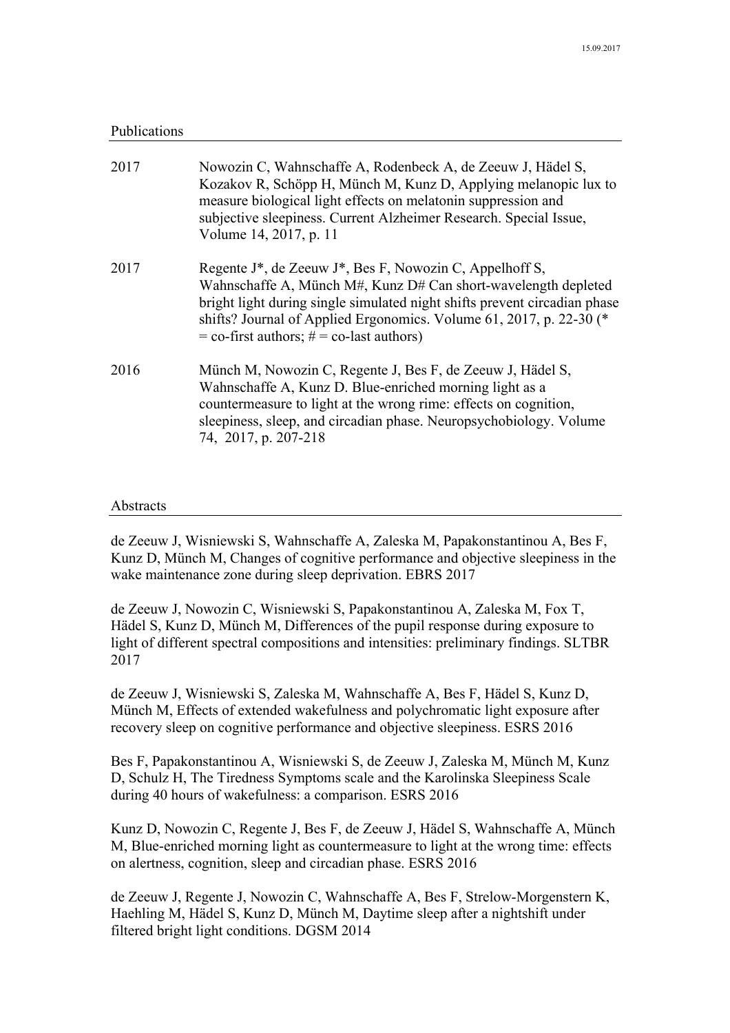## Publications

| | |
|---|---|
| 2017 | Nowozin C, Wahnschaffe A, Rodenbeck A, de Zeeuw J, Hädel S, Kozakov R, Schöpp H, Münch M, Kunz D, Applying melanopic lux to measure biological light effects on melatonin suppression and subjective sleepiness. Current Alzheimer Research. Special Issue, Volume 14, 2017, p. 11 |
| 2017 | Regente J*, de Zeeuw J*, Bes F, Nowozin C, Appelhoff S, Wahnschaffe A, Münch M#, Kunz D# Can short-wavelength depleted bright light during single simulated night shifts prevent circadian phase shifts? Journal of Applied Ergonomics. Volume 61, 2017, p. 22-30 (* = co-first authors; # = co-last authors) |
| 2016 | Münch M, Nowozin C, Regente J, Bes F, de Zeeuw J, Hädel S, Wahnschaffe A, Kunz D. Blue-enriched morning light as a countermeasure to light at the wrong rime: effects on cognition, sleepiness, sleep, and circadian phase. Neuropsychobiology. Volume 74, 2017, p. 207-218 |

## Abstracts

de Zeeuw J, Wisniewski S, Wahnschaffe A, Zaleska M, Papakonstantinou A, Bes F, Kunz D, Münch M, Changes of cognitive performance and objective sleepiness in the wake maintenance zone during sleep deprivation. EBRS 2017

de Zeeuw J, Nowozin C, Wisniewski S, Papakonstantinou A, Zaleska M, Fox T, Hädel S, Kunz D, Münch M, Differences of the pupil response during exposure to light of different spectral compositions and intensities: preliminary findings. SLTBR 2017

de Zeeuw J, Wisniewski S, Zaleska M, Wahnschaffe A, Bes F, Hädel S, Kunz D, Münch M, Effects of extended wakefulness and polychromatic light exposure after recovery sleep on cognitive performance and objective sleepiness. ESRS 2016

Bes F, Papakonstantinou A, Wisniewski S, de Zeeuw J, Zaleska M, Münch M, Kunz D, Schulz H, The Tiredness Symptoms scale and the Karolinska Sleepiness Scale during 40 hours of wakefulness: a comparison. ESRS 2016

Kunz D, Nowozin C, Regente J, Bes F, de Zeeuw J, Hädel S, Wahnschaffe A, Münch M, Blue-enriched morning light as countermeasure to light at the wrong time: effects on alertness, cognition, sleep and circadian phase. ESRS 2016

de Zeeuw J, Regente J, Nowozin C, Wahnschaffe A, Bes F, Strelow-Morgenstern K, Haehling M, Hädel S, Kunz D, Münch M, Daytime sleep after a nightshift under filtered bright light conditions. DGSM 2014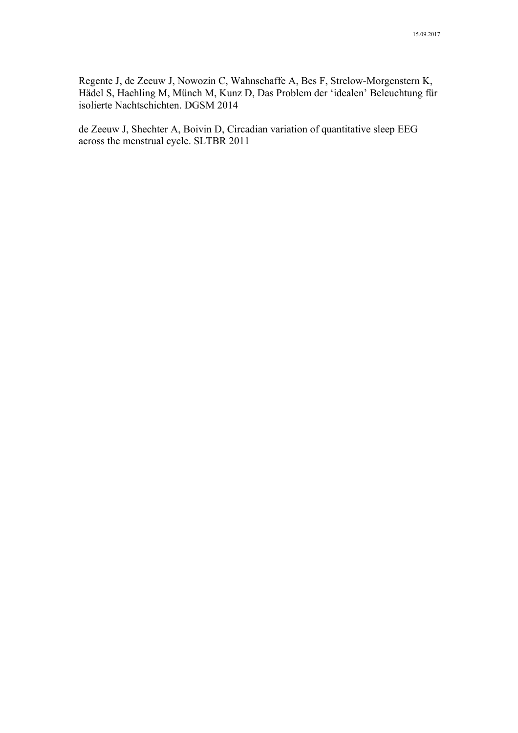Regente J, de Zeeuw J, Nowozin C, Wahnschaffe A, Bes F, Strelow-Morgenstern K, Hädel S, Haehling M, Münch M, Kunz D, Das Problem der ‘idealen’ Beleuchtung für isolierte Nachtschichten. DGSM 2014

de Zeeuw J, Shechter A, Boivin D, Circadian variation of quantitative sleep EEG across the menstrual cycle. SLTBR 2011